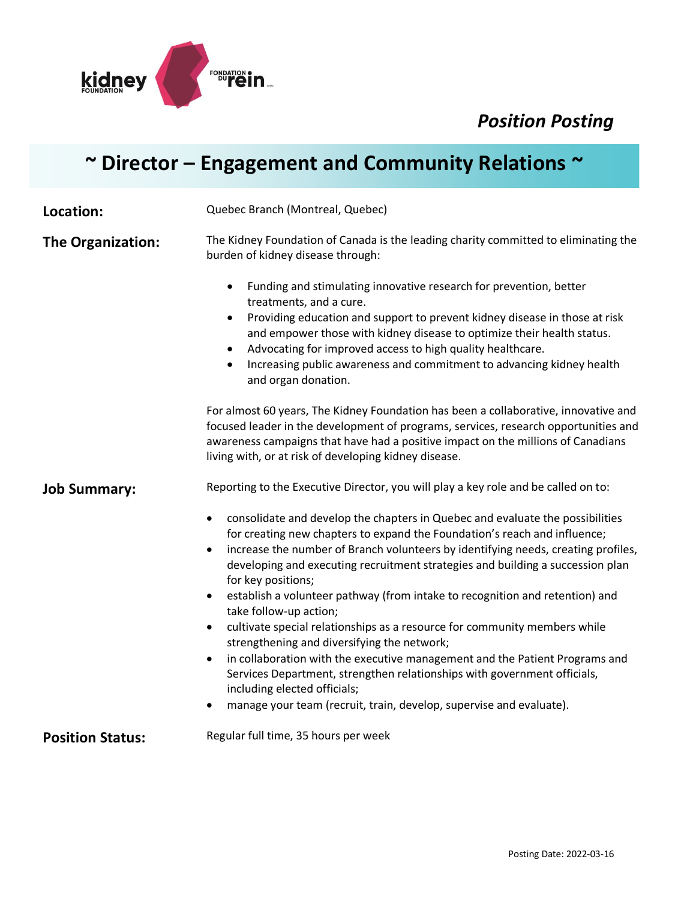kidney FOUNDATION / FONDATION DU rein

*Position Posting*

# ~ Director – Engagement and Community Relations ~

**Location:** Quebec Branch (Montreal, Quebec)

**The Organization:** The Kidney Foundation of Canada is the leading charity committed to eliminating the burden of kidney disease through:

- Funding and stimulating innovative research for prevention, better treatments, and a cure.
- Providing education and support to prevent kidney disease in those at risk and empower those with kidney disease to optimize their health status.
- Advocating for improved access to high quality healthcare.
- Increasing public awareness and commitment to advancing kidney health and organ donation.

For almost 60 years, The Kidney Foundation has been a collaborative, innovative and focused leader in the development of programs, services, research opportunities and awareness campaigns that have had a positive impact on the millions of Canadians living with, or at risk of developing kidney disease.

**Job Summary:** Reporting to the Executive Director, you will play a key role and be called on to:

- consolidate and develop the chapters in Quebec and evaluate the possibilities for creating new chapters to expand the Foundation's reach and influence;
- increase the number of Branch volunteers by identifying needs, creating profiles, developing and executing recruitment strategies and building a succession plan for key positions;
- establish a volunteer pathway (from intake to recognition and retention) and take follow-up action;
- cultivate special relationships as a resource for community members while strengthening and diversifying the network;
- in collaboration with the executive management and the Patient Programs and Services Department, strengthen relationships with government officials, including elected officials;
- manage your team (recruit, train, develop, supervise and evaluate).

**Position Status:** Regular full time, 35 hours per week

Posting Date: 2022-03-16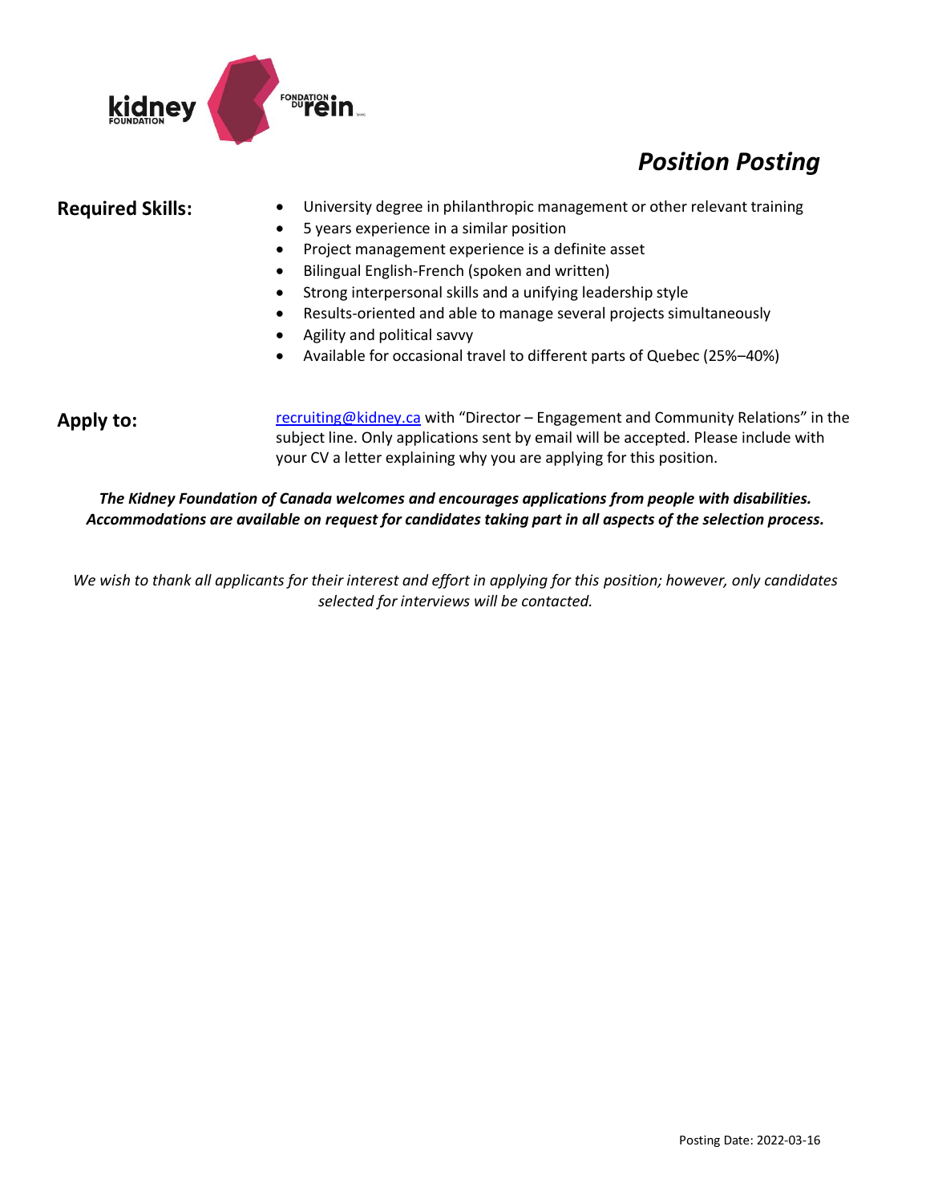## Position Posting

**Required Skills:**

- University degree in philanthropic management or other relevant training
- 5 years experience in a similar position
- Project management experience is a definite asset
- Bilingual English-French (spoken and written)
- Strong interpersonal skills and a unifying leadership style
- Results-oriented and able to manage several projects simultaneously
- Agility and political savvy
- Available for occasional travel to different parts of Quebec (25%–40%)

**Apply to:**

recruiting@kidney.ca with "Director – Engagement and Community Relations" in the subject line. Only applications sent by email will be accepted. Please include with your CV a letter explaining why you are applying for this position.

***The Kidney Foundation of Canada welcomes and encourages applications from people with disabilities. Accommodations are available on request for candidates taking part in all aspects of the selection process.***

*We wish to thank all applicants for their interest and effort in applying for this position; however, only candidates selected for interviews will be contacted.*

Posting Date: 2022-03-16